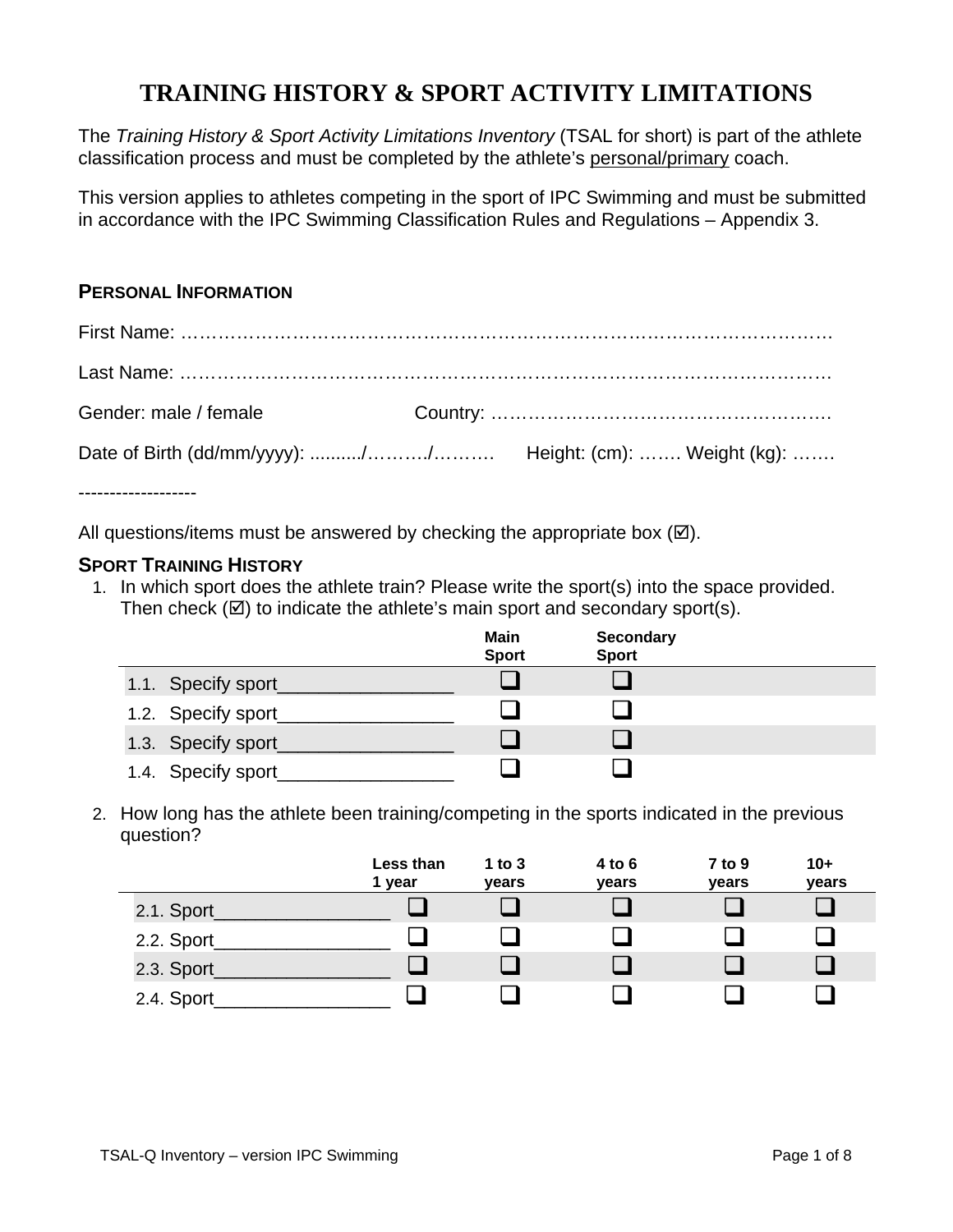# TRAINING HISTORY & SPORT ACTIVITY LIMITATIONS

The *Training History & Sport Activity Limitations Inventory* (TSAL for short) is part of the athlete classification process and must be completed by the athlete's <u>personal/primary</u> coach.

This version applies to athletes competing in the sport of IPC Swimming and must be submitted in accordance with the IPC Swimming Classification Rules and Regulations – Appendix 3.

## PERSONAL INFORMATION

First Name: ………………………………………………………………………………………

Last Name: ………………………………………………………………………………………

Gender: male / female Country: ………………………………………………

Date of Birth (dd/mm/yyyy): ........../………./………. Height: (cm): ……. Weight (kg): …….

-------------------

All questions/items must be answered by checking the appropriate box (☑).

## SPORT TRAINING HISTORY

1. In which sport does the athlete train? Please write the sport(s) into the space provided. Then check (☑) to indicate the athlete's main sport and secondary sport(s).

| | Main Sport | Secondary Sport |
|---|---|---|
| 1.1. Specify sport_________________ | ❑ | ❑ |
| 1.2. Specify sport_________________ | ❑ | ❑ |
| 1.3. Specify sport_________________ | ❑ | ❑ |
| 1.4. Specify sport_________________ | ❑ | ❑ |

2. How long has the athlete been training/competing in the sports indicated in the previous question?

| | Less than 1 year | 1 to 3 years | 4 to 6 years | 7 to 9 years | 10+ years |
|---|---|---|---|---|---|
| 2.1. Sport_________________ | ❑ | ❑ | ❑ | ❑ | ❑ |
| 2.2. Sport_________________ | ❑ | ❑ | ❑ | ❑ | ❑ |
| 2.3. Sport_________________ | ❑ | ❑ | ❑ | ❑ | ❑ |
| 2.4. Sport_________________ | ❑ | ❑ | ❑ | ❑ | ❑ |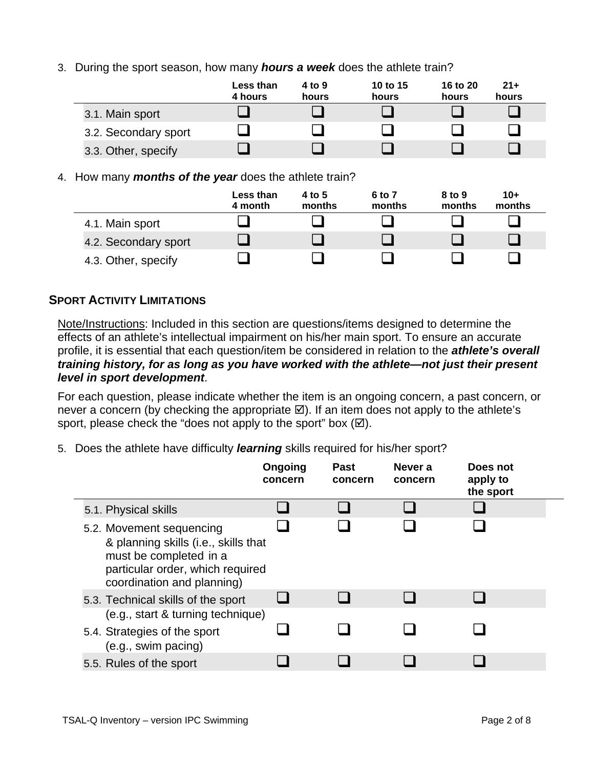3. During the sport season, how many ***hours a week*** does the athlete train?

| | Less than 4 hours | 4 to 9 hours | 10 to 15 hours | 16 to 20 hours | 21+ hours |
|---|---|---|---|---|---|
| 3.1. Main sport | ❑ | ❑ | ❑ | ❑ | ❑ |
| 3.2. Secondary sport | ❑ | ❑ | ❑ | ❑ | ❑ |
| 3.3. Other, specify | ❑ | ❑ | ❑ | ❑ | ❑ |

4. How many ***months of the year*** does the athlete train?

| | Less than 4 month | 4 to 5 months | 6 to 7 months | 8 to 9 months | 10+ months |
|---|---|---|---|---|---|
| 4.1. Main sport | ❑ | ❑ | ❑ | ❑ | ❑ |
| 4.2. Secondary sport | ❑ | ❑ | ❑ | ❑ | ❑ |
| 4.3. Other, specify | ❑ | ❑ | ❑ | ❑ | ❑ |

## SPORT ACTIVITY LIMITATIONS

Note/Instructions: Included in this section are questions/items designed to determine the effects of an athlete's intellectual impairment on his/her main sport. To ensure an accurate profile, it is essential that each question/item be considered in relation to the ***athlete's overall training history, for as long as you have worked with the athlete—not just their present level in sport development***.

For each question, please indicate whether the item is an ongoing concern, a past concern, or never a concern (by checking the appropriate ☑). If an item does not apply to the athlete's sport, please check the "does not apply to the sport" box (☑).

5. Does the athlete have difficulty ***learning*** skills required for his/her sport?

| | Ongoing concern | Past concern | Never a concern | Does not apply to the sport |
|---|---|---|---|---|
| 5.1. Physical skills | ❑ | ❑ | ❑ | ❑ |
| 5.2. Movement sequencing & planning skills (i.e., skills that must be completed in a particular order, which required coordination and planning) | ❑ | ❑ | ❑ | ❑ |
| 5.3. Technical skills of the sport (e.g., start & turning technique) | ❑ | ❑ | ❑ | ❑ |
| 5.4. Strategies of the sport (e.g., swim pacing) | ❑ | ❑ | ❑ | ❑ |
| 5.5. Rules of the sport | ❑ | ❑ | ❑ | ❑ |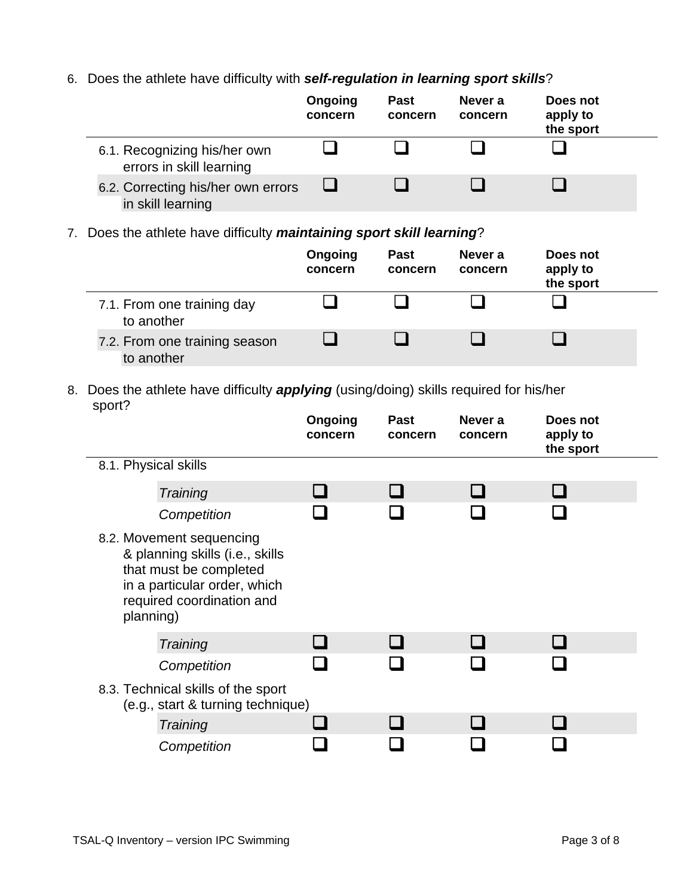6. Does the athlete have difficulty with ***self-regulation in learning sport skills***?

| | Ongoing concern | Past concern | Never a concern | Does not apply to the sport |
|---|---|---|---|---|
| 6.1. Recognizing his/her own errors in skill learning | ❑ | ❑ | ❑ | ❑ |
| 6.2. Correcting his/her own errors in skill learning | ❑ | ❑ | ❑ | ❑ |

7. Does the athlete have difficulty ***maintaining sport skill learning***?

| | Ongoing concern | Past concern | Never a concern | Does not apply to the sport |
|---|---|---|---|---|
| 7.1. From one training day to another | ❑ | ❑ | ❑ | ❑ |
| 7.2. From one training season to another | ❑ | ❑ | ❑ | ❑ |

8. Does the athlete have difficulty ***applying*** (using/doing) skills required for his/her sport?

| | Ongoing concern | Past concern | Never a concern | Does not apply to the sport |
|---|---|---|---|---|
| 8.1. Physical skills | | | | |
| *Training* | ❑ | ❑ | ❑ | ❑ |
| *Competition* | ❑ | ❑ | ❑ | ❑ |
| 8.2. Movement sequencing & planning skills (i.e., skills that must be completed in a particular order, which required coordination and planning) | | | | |
| *Training* | ❑ | ❑ | ❑ | ❑ |
| *Competition* | ❑ | ❑ | ❑ | ❑ |
| 8.3. Technical skills of the sport (e.g., start & turning technique) | | | | |
| *Training* | ❑ | ❑ | ❑ | ❑ |
| *Competition* | ❑ | ❑ | ❑ | ❑ |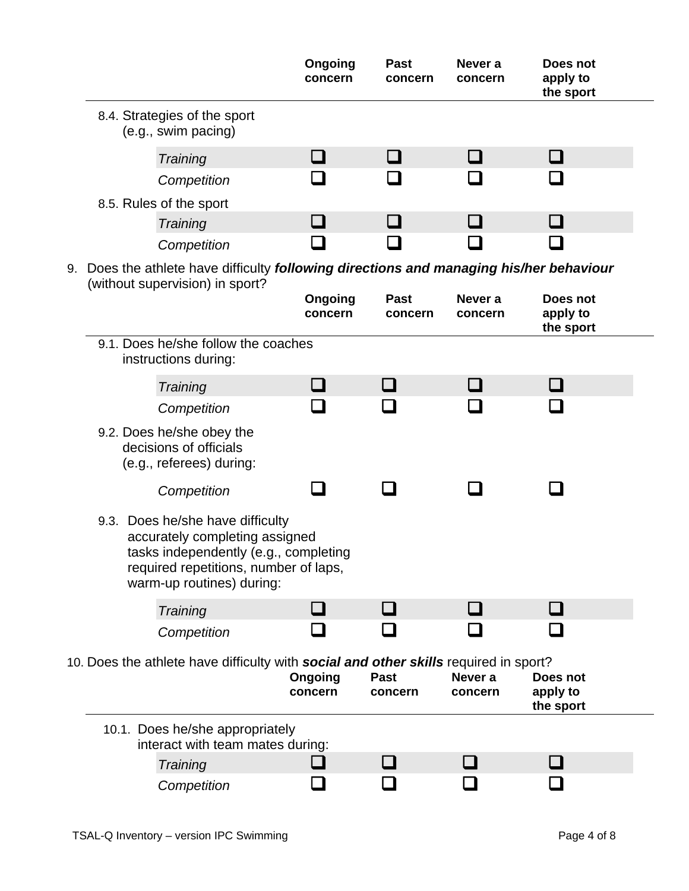| | Ongoing concern | Past concern | Never a concern | Does not apply to the sport |
|---|---|---|---|---|
| 8.4. Strategies of the sport (e.g., swim pacing) | | | | |
| *Training* | ❑ | ❑ | ❑ | ❑ |
| *Competition* | ❑ | ❑ | ❑ | ❑ |
| 8.5. Rules of the sport | | | | |
| *Training* | ❑ | ❑ | ❑ | ❑ |
| *Competition* | ❑ | ❑ | ❑ | ❑ |

9. Does the athlete have difficulty ***following directions and managing his/her behaviour*** (without supervision) in sport?

| | Ongoing concern | Past concern | Never a concern | Does not apply to the sport |
|---|---|---|---|---|
| 9.1. Does he/she follow the coaches instructions during: | | | | |
| *Training* | ❑ | ❑ | ❑ | ❑ |
| *Competition* | ❑ | ❑ | ❑ | ❑ |
| 9.2. Does he/she obey the decisions of officials (e.g., referees) during: | | | | |
| *Competition* | ❑ | ❑ | ❑ | ❑ |
| 9.3. Does he/she have difficulty accurately completing assigned tasks independently (e.g., completing required repetitions, number of laps, warm-up routines) during: | | | | |
| *Training* | ❑ | ❑ | ❑ | ❑ |
| *Competition* | ❑ | ❑ | ❑ | ❑ |

10. Does the athlete have difficulty with ***social and other skills*** required in sport?

| | Ongoing concern | Past concern | Never a concern | Does not apply to the sport |
|---|---|---|---|---|
| 10.1. Does he/she appropriately interact with team mates during: | | | | |
| *Training* | ❑ | ❑ | ❑ | ❑ |
| *Competition* | ❑ | ❑ | ❑ | ❑ |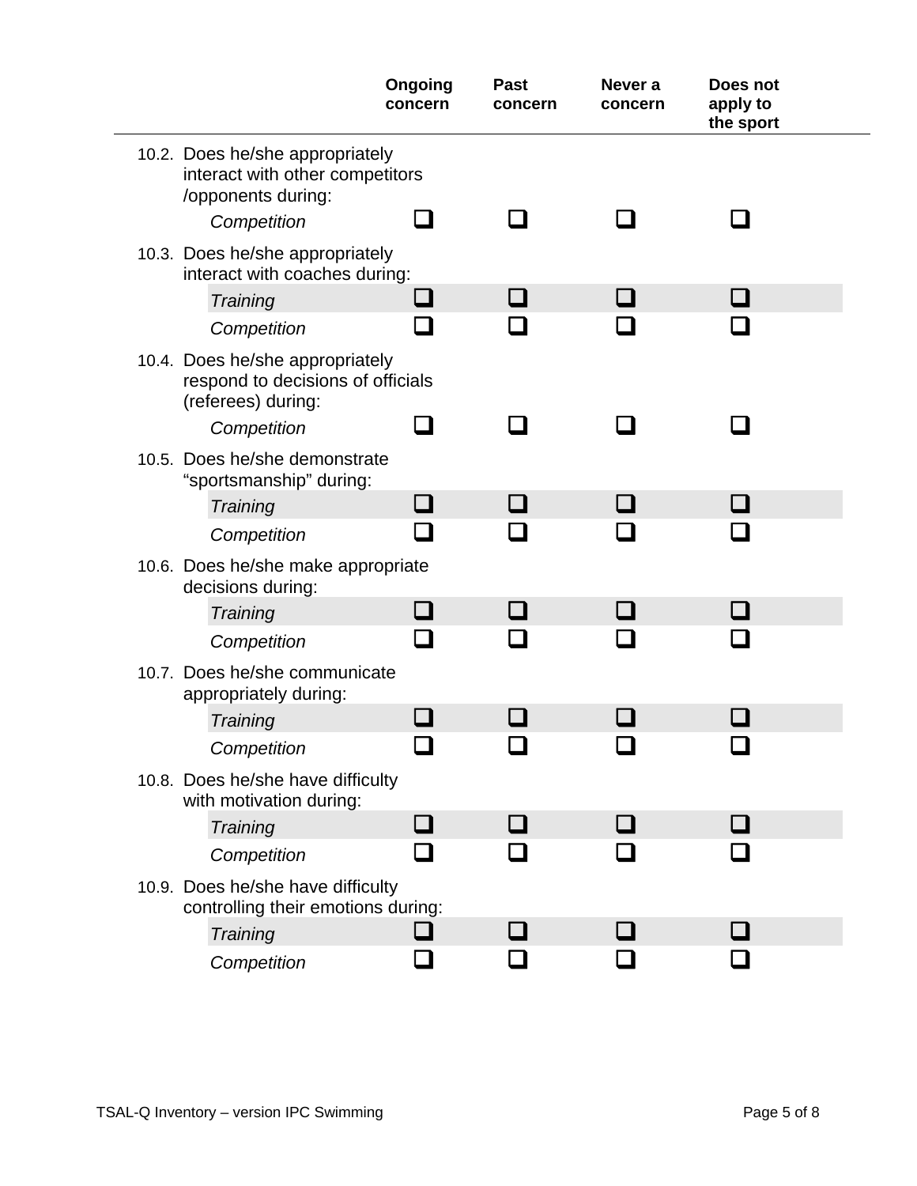| | Ongoing concern | Past concern | Never a concern | Does not apply to the sport |
|---|---|---|---|---|
| 10.2. Does he/she appropriately interact with other competitors /opponents during: | | | | |
| *Competition* | ❑ | ❑ | ❑ | ❑ |
| 10.3. Does he/she appropriately interact with coaches during: | | | | |
| *Training* | ❑ | ❑ | ❑ | ❑ |
| *Competition* | ❑ | ❑ | ❑ | ❑ |
| 10.4. Does he/she appropriately respond to decisions of officials (referees) during: | | | | |
| *Competition* | ❑ | ❑ | ❑ | ❑ |
| 10.5. Does he/she demonstrate "sportsmanship" during: | | | | |
| *Training* | ❑ | ❑ | ❑ | ❑ |
| *Competition* | ❑ | ❑ | ❑ | ❑ |
| 10.6. Does he/she make appropriate decisions during: | | | | |
| *Training* | ❑ | ❑ | ❑ | ❑ |
| *Competition* | ❑ | ❑ | ❑ | ❑ |
| 10.7. Does he/she communicate appropriately during: | | | | |
| *Training* | ❑ | ❑ | ❑ | ❑ |
| *Competition* | ❑ | ❑ | ❑ | ❑ |
| 10.8. Does he/she have difficulty with motivation during: | | | | |
| *Training* | ❑ | ❑ | ❑ | ❑ |
| *Competition* | ❑ | ❑ | ❑ | ❑ |
| 10.9. Does he/she have difficulty controlling their emotions during: | | | | |
| *Training* | ❑ | ❑ | ❑ | ❑ |
| *Competition* | ❑ | ❑ | ❑ | ❑ |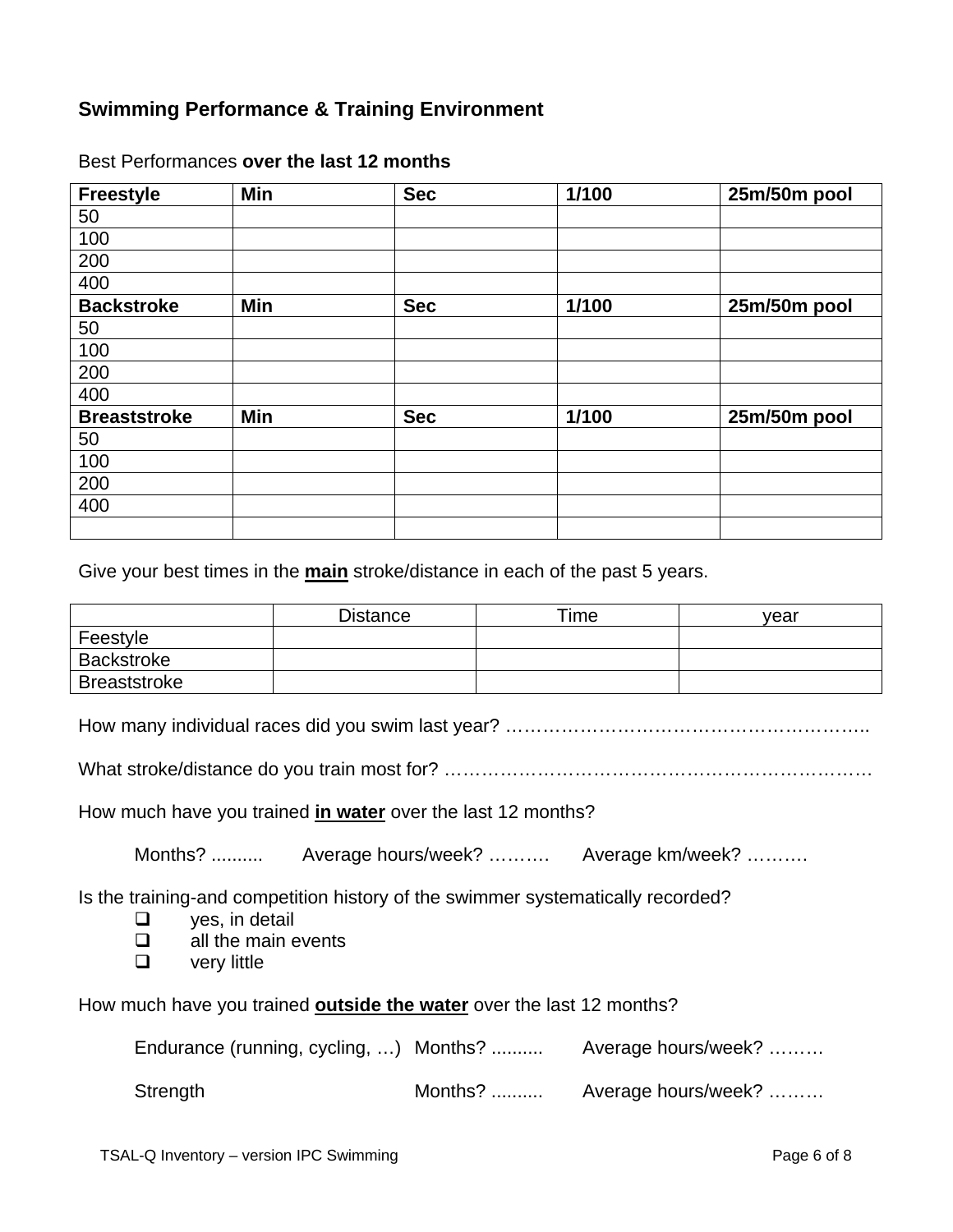## Swimming Performance & Training Environment

Best Performances **over the last 12 months**

| **Freestyle** | **Min** | **Sec** | **1/100** | **25m/50m pool** |
|---|---|---|---|---|
| 50 | | | | |
| 100 | | | | |
| 200 | | | | |
| 400 | | | | |
| **Backstroke** | **Min** | **Sec** | **1/100** | **25m/50m pool** |
| 50 | | | | |
| 100 | | | | |
| 200 | | | | |
| 400 | | | | |
| **Breaststroke** | **Min** | **Sec** | **1/100** | **25m/50m pool** |
| 50 | | | | |
| 100 | | | | |
| 200 | | | | |
| 400 | | | | |
| | | | | |

Give your best times in the **main** stroke/distance in each of the past 5 years.

| | Distance | Time | year |
|---|---|---|---|
| Feestyle | | | |
| Backstroke | | | |
| Breaststroke | | | |

How many individual races did you swim last year? …………………………………………………..

What stroke/distance do you train most for? ……………………………………………………………

How much have you trained **in water** over the last 12 months?

Months? .......... Average hours/week? ………. Average km/week? ……….

Is the training-and competition history of the swimmer systematically recorded?

- ❑ yes, in detail
- ❑ all the main events
- ❑ very little

How much have you trained **outside the water** over the last 12 months?

Endurance (running, cycling, …) Months? .......... Average hours/week? ………

Strength Months? .......... Average hours/week? ………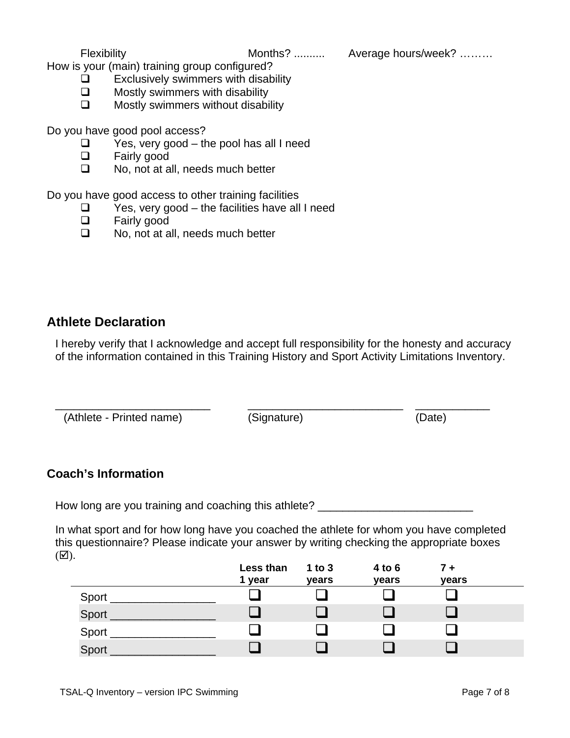Flexibility Months? .......... Average hours/week? ………

How is your (main) training group configured?

- ❑ Exclusively swimmers with disability
- ❑ Mostly swimmers with disability
- ❑ Mostly swimmers without disability

Do you have good pool access?

- ❑ Yes, very good – the pool has all I need
- ❑ Fairly good
- ❑ No, not at all, needs much better

Do you have good access to other training facilities

- ❑ Yes, very good – the facilities have all I need
- ❑ Fairly good
- ❑ No, not at all, needs much better

## Athlete Declaration

I hereby verify that I acknowledge and accept full responsibility for the honesty and accuracy of the information contained in this Training History and Sport Activity Limitations Inventory.

_________________________ _________________________ ____________
(Athlete - Printed name) (Signature) (Date)

## Coach's Information

How long are you training and coaching this athlete? ________________________

In what sport and for how long have you coached the athlete for whom you have completed this questionnaire? Please indicate your answer by writing checking the appropriate boxes (☑).

| | Less than 1 year | 1 to 3 years | 4 to 6 years | 7 + years |
|---|---|---|---|---|
| Sport ________________ | ❑ | ❑ | ❑ | ❑ |
| Sport ________________ | ❑ | ❑ | ❑ | ❑ |
| Sport ________________ | ❑ | ❑ | ❑ | ❑ |
| Sport ________________ | ❑ | ❑ | ❑ | ❑ |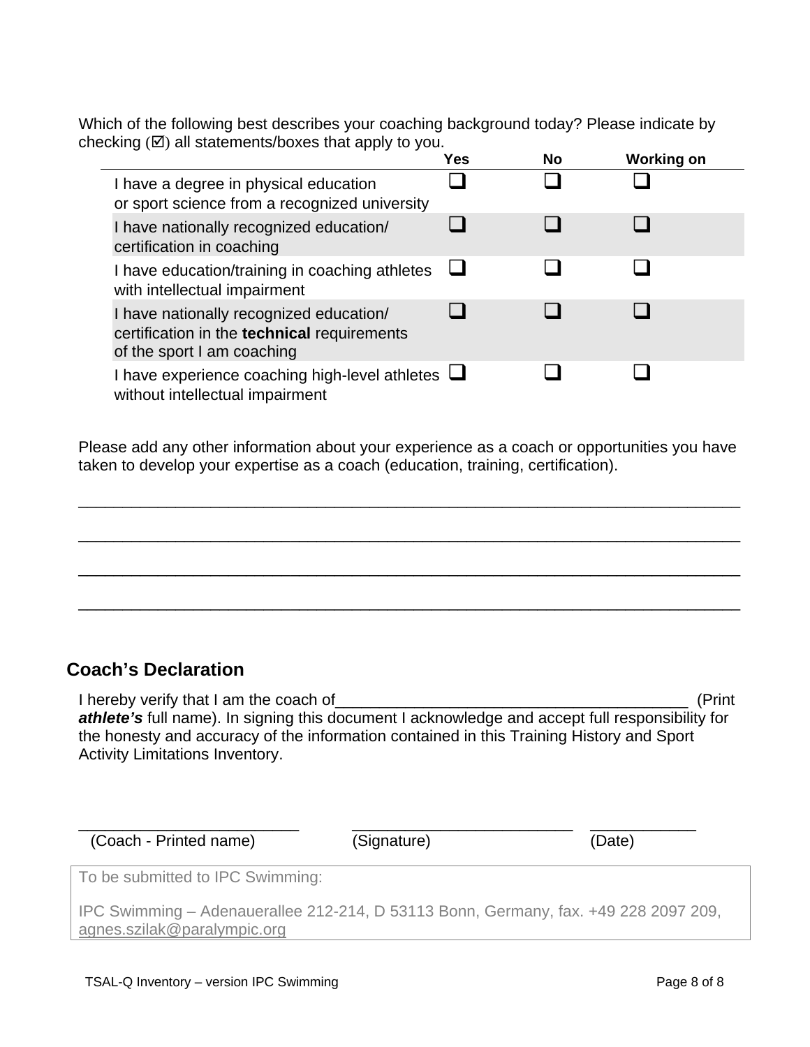Which of the following best describes your coaching background today? Please indicate by checking (☑) all statements/boxes that apply to you.

| | Yes | No | Working on |
|---|---|---|---|
| I have a degree in physical education or sport science from a recognized university | ❑ | ❑ | ❑ |
| I have nationally recognized education/ certification in coaching | ❑ | ❑ | ❑ |
| I have education/training in coaching athletes with intellectual impairment | ❑ | ❑ | ❑ |
| I have nationally recognized education/ certification in the **technical** requirements of the sport I am coaching | ❑ | ❑ | ❑ |
| I have experience coaching high-level athletes without intellectual impairment | ❑ | ❑ | ❑ |

Please add any other information about your experience as a coach or opportunities you have taken to develop your expertise as a coach (education, training, certification).

___________________________________________________________________________

___________________________________________________________________________

___________________________________________________________________________

___________________________________________________________________________

## Coach's Declaration

I hereby verify that I am the coach of_________________________________________ (Print ***athlete's*** full name). In signing this document I acknowledge and accept full responsibility for the honesty and accuracy of the information contained in this Training History and Sport Activity Limitations Inventory.

_________________________ _________________________ ____________

(Coach - Printed name) (Signature) (Date)

To be submitted to IPC Swimming:

IPC Swimming – Adenauerallee 212-214, D 53113 Bonn, Germany, fax. +49 228 2097 209, agnes.szilak@paralympic.org